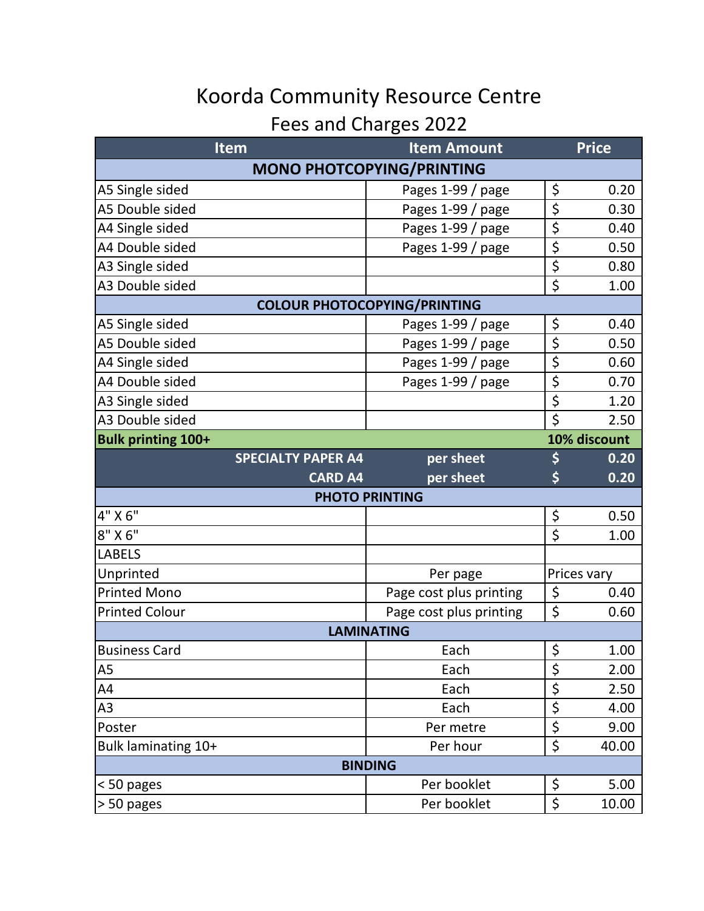# Koorda Community Resource Centre

## Fees and Charges 2022

| Item | Item Amount | Price |
|---|---|---|
| **MONO PHOTCOPYING/PRINTING** | | |
| A5 Single sided | Pages 1-99 / page | $ 0.20 |
| A5 Double sided | Pages 1-99 / page | $ 0.30 |
| A4 Single sided | Pages 1-99 / page | $ 0.40 |
| A4 Double sided | Pages 1-99 / page | $ 0.50 |
| A3 Single sided | | $ 0.80 |
| A3 Double sided | | $ 1.00 |
| **COLOUR PHOTOCOPYING/PRINTING** | | |
| A5 Single sided | Pages 1-99 / page | $ 0.40 |
| A5 Double sided | Pages 1-99 / page | $ 0.50 |
| A4 Single sided | Pages 1-99 / page | $ 0.60 |
| A4 Double sided | Pages 1-99 / page | $ 0.70 |
| A3 Single sided | | $ 1.20 |
| A3 Double sided | | $ 2.50 |
| **Bulk printing 100+** | | **10% discount** |
| **SPECIALTY PAPER A4** | **per sheet** | **$ 0.20** |
| **CARD A4** | **per sheet** | **$ 0.20** |
| **PHOTO PRINTING** | | |
| 4" X 6" | | $ 0.50 |
| 8" X 6" | | $ 1.00 |
| LABELS | | |
| Unprinted | Per page | Prices vary |
| Printed Mono | Page cost plus printing | $ 0.40 |
| Printed Colour | Page cost plus printing | $ 0.60 |
| **LAMINATING** | | |
| Business Card | Each | $ 1.00 |
| A5 | Each | $ 2.00 |
| A4 | Each | $ 2.50 |
| A3 | Each | $ 4.00 |
| Poster | Per metre | $ 9.00 |
| Bulk laminating 10+ | Per hour | $ 40.00 |
| **BINDING** | | |
| < 50 pages | Per booklet | $ 5.00 |
| > 50 pages | Per booklet | $ 10.00 |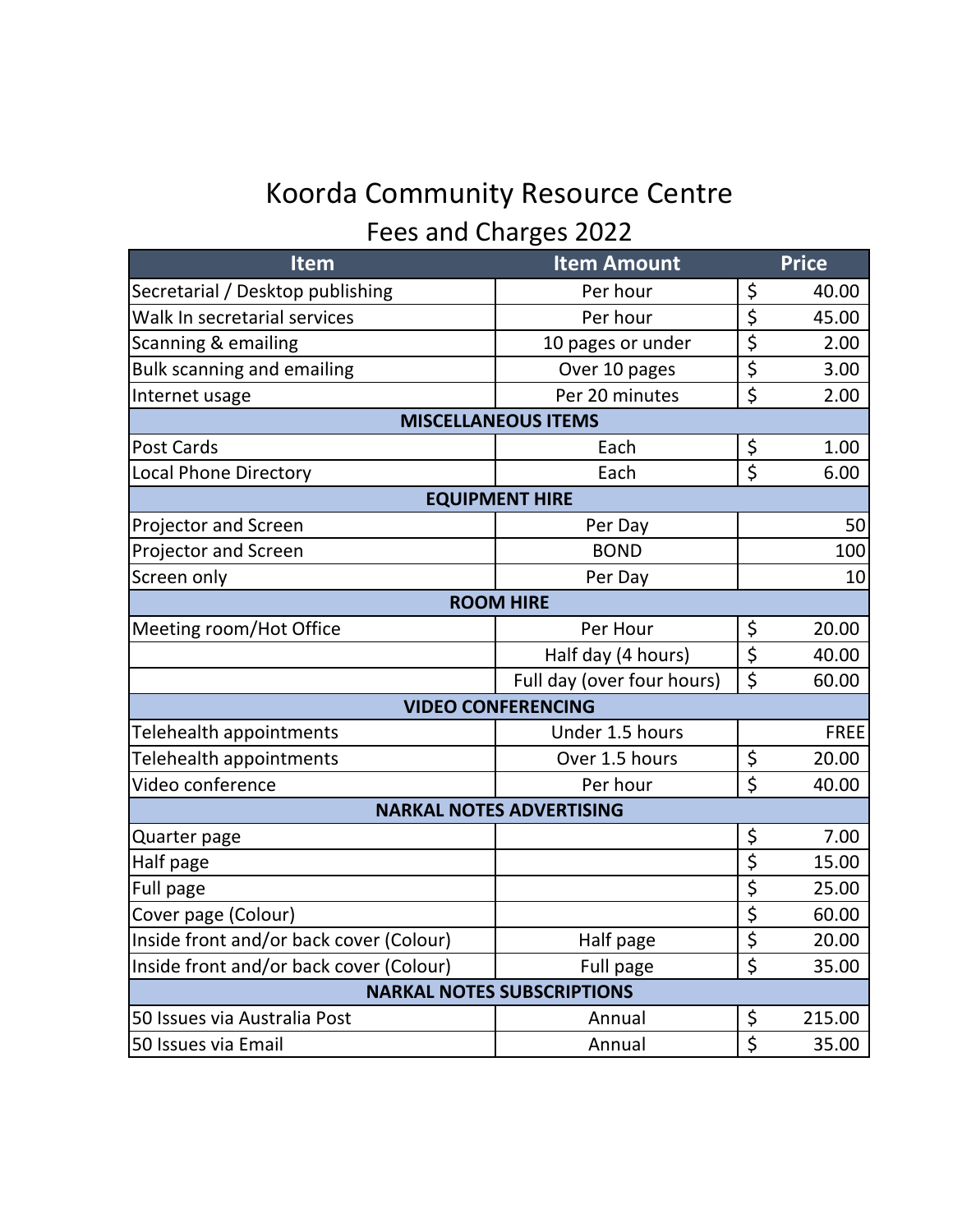# Koorda Community Resource Centre

## Fees and Charges 2022

| Item | Item Amount | Price |
|---|---|---|
| Secretarial / Desktop publishing | Per hour | $ 40.00 |
| Walk In secretarial services | Per hour | $ 45.00 |
| Scanning & emailing | 10 pages or under | $ 2.00 |
| Bulk scanning and emailing | Over 10 pages | $ 3.00 |
| Internet usage | Per 20 minutes | $ 2.00 |
| **MISCELLANEOUS ITEMS** | | |
| Post Cards | Each | $ 1.00 |
| Local Phone Directory | Each | $ 6.00 |
| **EQUIPMENT HIRE** | | |
| Projector and Screen | Per Day | 50 |
| Projector and Screen | BOND | 100 |
| Screen only | Per Day | 10 |
| **ROOM HIRE** | | |
| Meeting room/Hot Office | Per Hour | $ 20.00 |
| | Half day (4 hours) | $ 40.00 |
| | Full day (over four hours) | $ 60.00 |
| **VIDEO CONFERENCING** | | |
| Telehealth appointments | Under 1.5 hours | FREE |
| Telehealth appointments | Over 1.5 hours | $ 20.00 |
| Video conference | Per hour | $ 40.00 |
| **NARKAL NOTES ADVERTISING** | | |
| Quarter page | | $ 7.00 |
| Half page | | $ 15.00 |
| Full page | | $ 25.00 |
| Cover page (Colour) | | $ 60.00 |
| Inside front and/or back cover (Colour) | Half page | $ 20.00 |
| Inside front and/or back cover (Colour) | Full page | $ 35.00 |
| **NARKAL NOTES SUBSCRIPTIONS** | | |
| 50 Issues via Australia Post | Annual | $ 215.00 |
| 50 Issues via Email | Annual | $ 35.00 |